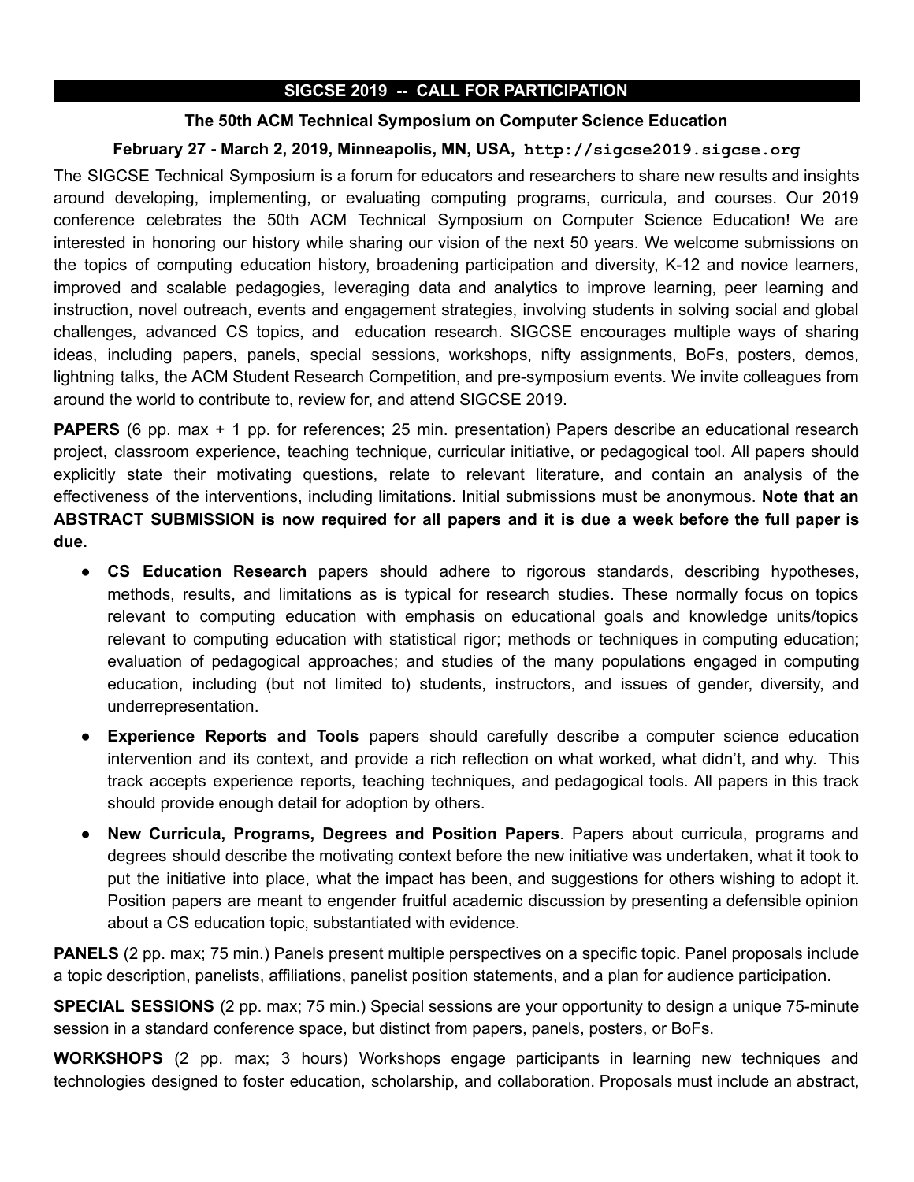# SIGCSE 2019 -- CALL FOR PARTICIPATION

## The 50th ACM Technical Symposium on Computer Science Education

### February 27 - March 2, 2019, Minneapolis, MN, USA, `http://sigcse2019.sigcse.org`

The SIGCSE Technical Symposium is a forum for educators and researchers to share new results and insights around developing, implementing, or evaluating computing programs, curricula, and courses. Our 2019 conference celebrates the 50th ACM Technical Symposium on Computer Science Education! We are interested in honoring our history while sharing our vision of the next 50 years. We welcome submissions on the topics of computing education history, broadening participation and diversity, K-12 and novice learners, improved and scalable pedagogies, leveraging data and analytics to improve learning, peer learning and instruction, novel outreach, events and engagement strategies, involving students in solving social and global challenges, advanced CS topics, and education research. SIGCSE encourages multiple ways of sharing ideas, including papers, panels, special sessions, workshops, nifty assignments, BoFs, posters, demos, lightning talks, the ACM Student Research Competition, and pre-symposium events. We invite colleagues from around the world to contribute to, review for, and attend SIGCSE 2019.

**PAPERS** (6 pp. max + 1 pp. for references; 25 min. presentation) Papers describe an educational research project, classroom experience, teaching technique, curricular initiative, or pedagogical tool. All papers should explicitly state their motivating questions, relate to relevant literature, and contain an analysis of the effectiveness of the interventions, including limitations. Initial submissions must be anonymous. **Note that an ABSTRACT SUBMISSION is now required for all papers and it is due a week before the full paper is due.**

- **CS Education Research** papers should adhere to rigorous standards, describing hypotheses, methods, results, and limitations as is typical for research studies. These normally focus on topics relevant to computing education with emphasis on educational goals and knowledge units/topics relevant to computing education with statistical rigor; methods or techniques in computing education; evaluation of pedagogical approaches; and studies of the many populations engaged in computing education, including (but not limited to) students, instructors, and issues of gender, diversity, and underrepresentation.
- **Experience Reports and Tools** papers should carefully describe a computer science education intervention and its context, and provide a rich reflection on what worked, what didn't, and why. This track accepts experience reports, teaching techniques, and pedagogical tools. All papers in this track should provide enough detail for adoption by others.
- **New Curricula, Programs, Degrees and Position Papers**. Papers about curricula, programs and degrees should describe the motivating context before the new initiative was undertaken, what it took to put the initiative into place, what the impact has been, and suggestions for others wishing to adopt it. Position papers are meant to engender fruitful academic discussion by presenting a defensible opinion about a CS education topic, substantiated with evidence.

**PANELS** (2 pp. max; 75 min.) Panels present multiple perspectives on a specific topic. Panel proposals include a topic description, panelists, affiliations, panelist position statements, and a plan for audience participation.

**SPECIAL SESSIONS** (2 pp. max; 75 min.) Special sessions are your opportunity to design a unique 75-minute session in a standard conference space, but distinct from papers, panels, posters, or BoFs.

**WORKSHOPS** (2 pp. max; 3 hours) Workshops engage participants in learning new techniques and technologies designed to foster education, scholarship, and collaboration. Proposals must include an abstract,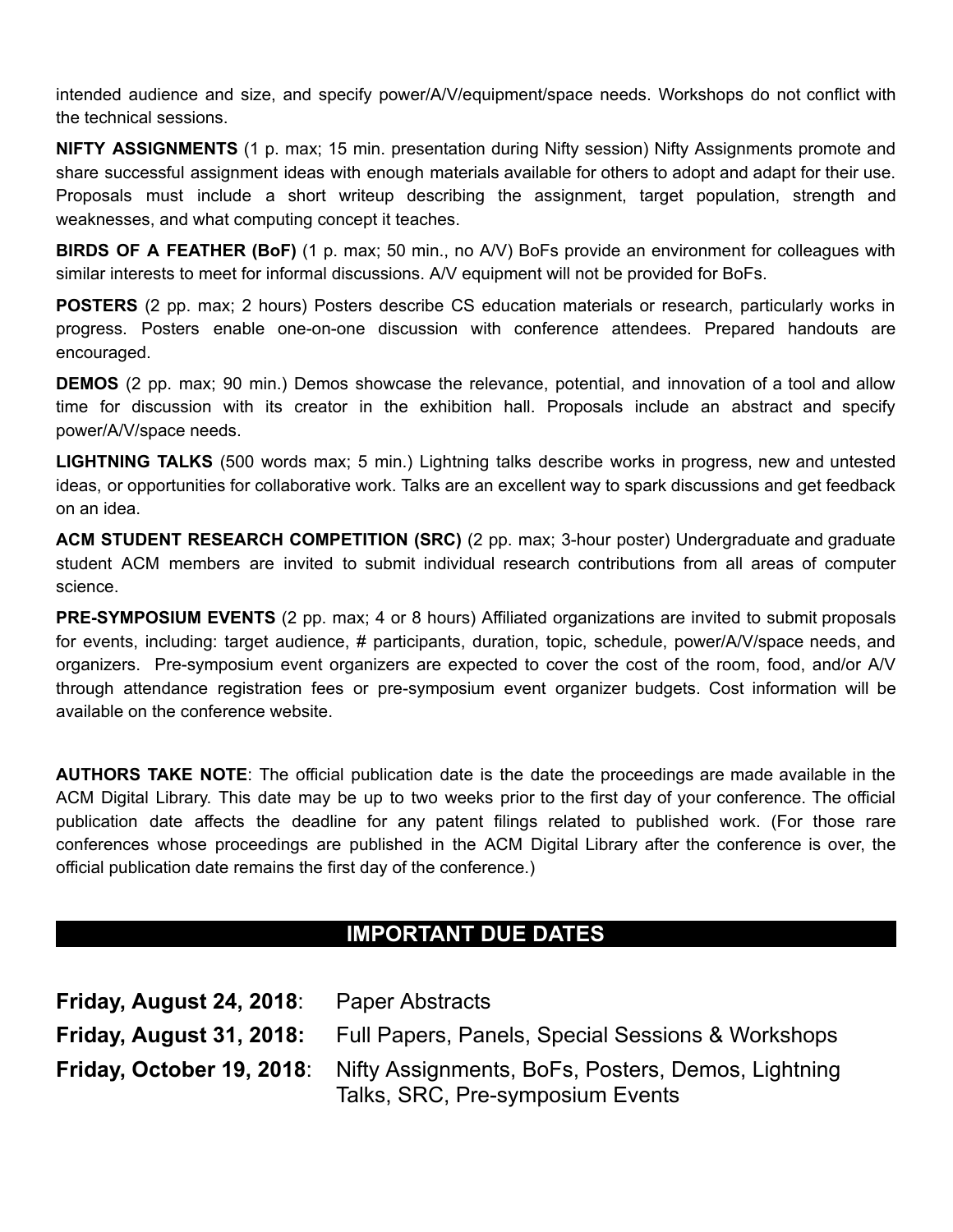intended audience and size, and specify power/A/V/equipment/space needs. Workshops do not conflict with the technical sessions.

**NIFTY ASSIGNMENTS** (1 p. max; 15 min. presentation during Nifty session) Nifty Assignments promote and share successful assignment ideas with enough materials available for others to adopt and adapt for their use. Proposals must include a short writeup describing the assignment, target population, strength and weaknesses, and what computing concept it teaches.

**BIRDS OF A FEATHER (BoF)** (1 p. max; 50 min., no A/V) BoFs provide an environment for colleagues with similar interests to meet for informal discussions. A/V equipment will not be provided for BoFs.

**POSTERS** (2 pp. max; 2 hours) Posters describe CS education materials or research, particularly works in progress. Posters enable one-on-one discussion with conference attendees. Prepared handouts are encouraged.

**DEMOS** (2 pp. max; 90 min.) Demos showcase the relevance, potential, and innovation of a tool and allow time for discussion with its creator in the exhibition hall. Proposals include an abstract and specify power/A/V/space needs.

**LIGHTNING TALKS** (500 words max; 5 min.) Lightning talks describe works in progress, new and untested ideas, or opportunities for collaborative work. Talks are an excellent way to spark discussions and get feedback on an idea.

**ACM STUDENT RESEARCH COMPETITION (SRC)** (2 pp. max; 3-hour poster) Undergraduate and graduate student ACM members are invited to submit individual research contributions from all areas of computer science.

**PRE-SYMPOSIUM EVENTS** (2 pp. max; 4 or 8 hours) Affiliated organizations are invited to submit proposals for events, including: target audience, # participants, duration, topic, schedule, power/A/V/space needs, and organizers. Pre-symposium event organizers are expected to cover the cost of the room, food, and/or A/V through attendance registration fees or pre-symposium event organizer budgets. Cost information will be available on the conference website.

**AUTHORS TAKE NOTE**: The official publication date is the date the proceedings are made available in the ACM Digital Library. This date may be up to two weeks prior to the first day of your conference. The official publication date affects the deadline for any patent filings related to published work. (For those rare conferences whose proceedings are published in the ACM Digital Library after the conference is over, the official publication date remains the first day of the conference.)

## IMPORTANT DUE DATES

**Friday, August 24, 2018**: Paper Abstracts

**Friday, August 31, 2018:** Full Papers, Panels, Special Sessions & Workshops

**Friday, October 19, 2018**: Nifty Assignments, BoFs, Posters, Demos, Lightning Talks, SRC, Pre-symposium Events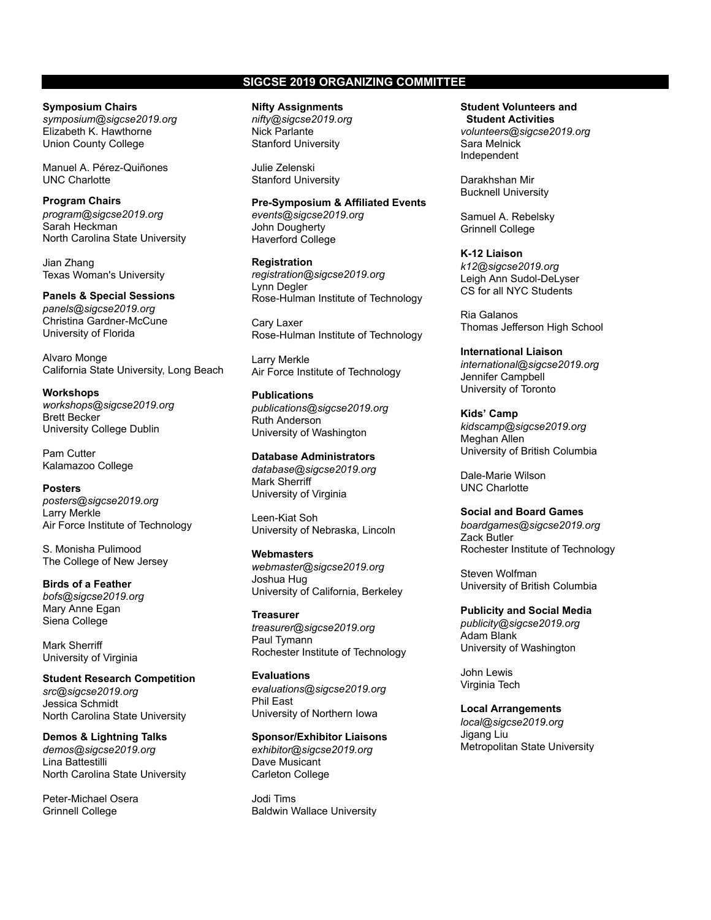## SIGCSE 2019 ORGANIZING COMMITTEE

**Symposium Chairs**
*symposium@sigcse2019.org*
Elizabeth K. Hawthorne
Union County College

Manuel A. Pérez-Quiñones
UNC Charlotte

**Program Chairs**
*program@sigcse2019.org*
Sarah Heckman
North Carolina State University

Jian Zhang
Texas Woman's University

**Panels & Special Sessions**
*panels@sigcse2019.org*
Christina Gardner-McCune
University of Florida

Alvaro Monge
California State University, Long Beach

**Workshops**
*workshops@sigcse2019.org*
Brett Becker
University College Dublin

Pam Cutter
Kalamazoo College

**Posters**
*posters@sigcse2019.org*
Larry Merkle
Air Force Institute of Technology

S. Monisha Pulimood
The College of New Jersey

**Birds of a Feather**
*bofs@sigcse2019.org*
Mary Anne Egan
Siena College

Mark Sherriff
University of Virginia

**Student Research Competition**
*src@sigcse2019.org*
Jessica Schmidt
North Carolina State University

**Demos & Lightning Talks**
*demos@sigcse2019.org*
Lina Battestilli
North Carolina State University

Peter-Michael Osera
Grinnell College

**Nifty Assignments**
*nifty@sigcse2019.org*
Nick Parlante
Stanford University

Julie Zelenski
Stanford University

**Pre-Symposium & Affiliated Events**
*events@sigcse2019.org*
John Dougherty
Haverford College

**Registration**
*registration@sigcse2019.org*
Lynn Degler
Rose-Hulman Institute of Technology

Cary Laxer
Rose-Hulman Institute of Technology

Larry Merkle
Air Force Institute of Technology

**Publications**
*publications@sigcse2019.org*
Ruth Anderson
University of Washington

**Database Administrators**
*database@sigcse2019.org*
Mark Sherriff
University of Virginia

Leen-Kiat Soh
University of Nebraska, Lincoln

**Webmasters**
*webmaster@sigcse2019.org*
Joshua Hug
University of California, Berkeley

**Treasurer**
*treasurer@sigcse2019.org*
Paul Tymann
Rochester Institute of Technology

**Evaluations**
*evaluations@sigcse2019.org*
Phil East
University of Northern Iowa

**Sponsor/Exhibitor Liaisons**
*exhibitor@sigcse2019.org*
Dave Musicant
Carleton College

Jodi Tims
Baldwin Wallace University

**Student Volunteers and Student Activities**
*volunteers@sigcse2019.org*
Sara Melnick
Independent

Darakhshan Mir
Bucknell University

Samuel A. Rebelsky
Grinnell College

**K-12 Liaison**
*k12@sigcse2019.org*
Leigh Ann Sudol-DeLyser
CS for all NYC Students

Ria Galanos
Thomas Jefferson High School

**International Liaison**
*international@sigcse2019.org*
Jennifer Campbell
University of Toronto

**Kids' Camp**
*kidscamp@sigcse2019.org*
Meghan Allen
University of British Columbia

Dale-Marie Wilson
UNC Charlotte

**Social and Board Games**
*boardgames@sigcse2019.org*
Zack Butler
Rochester Institute of Technology

Steven Wolfman
University of British Columbia

**Publicity and Social Media**
*publicity@sigcse2019.org*
Adam Blank
University of Washington

John Lewis
Virginia Tech

**Local Arrangements**
*local@sigcse2019.org*
Jigang Liu
Metropolitan State University